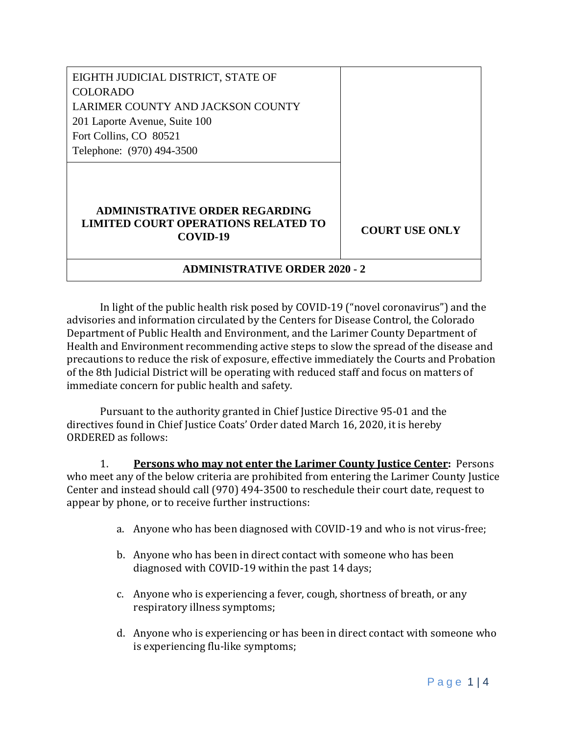| EIGHTH JUDICIAL DISTRICT, STATE OF COLORADO<br>LARIMER COUNTY AND JACKSON COUNTY<br>201 Laporte Avenue, Suite 100<br>Fort Collins, CO 80521<br>Telephone: (970) 494-3500 | |
| --- | --- |
| **ADMINISTRATIVE ORDER REGARDING LIMITED COURT OPERATIONS RELATED TO COVID-19** | **COURT USE ONLY** |
| **ADMINISTRATIVE ORDER 2020 - 2** | |

In light of the public health risk posed by COVID-19 ("novel coronavirus") and the advisories and information circulated by the Centers for Disease Control, the Colorado Department of Public Health and Environment, and the Larimer County Department of Health and Environment recommending active steps to slow the spread of the disease and precautions to reduce the risk of exposure, effective immediately the Courts and Probation of the 8th Judicial District will be operating with reduced staff and focus on matters of immediate concern for public health and safety.

Pursuant to the authority granted in Chief Justice Directive 95-01 and the directives found in Chief Justice Coats' Order dated March 16, 2020, it is hereby ORDERED as follows:

1. **Persons who may not enter the Larimer County Justice Center:** Persons who meet any of the below criteria are prohibited from entering the Larimer County Justice Center and instead should call (970) 494-3500 to reschedule their court date, request to appear by phone, or to receive further instructions:

    a. Anyone who has been diagnosed with COVID-19 and who is not virus-free;

    b. Anyone who has been in direct contact with someone who has been diagnosed with COVID-19 within the past 14 days;

    c. Anyone who is experiencing a fever, cough, shortness of breath, or any respiratory illness symptoms;

    d. Anyone who is experiencing or has been in direct contact with someone who is experiencing flu-like symptoms;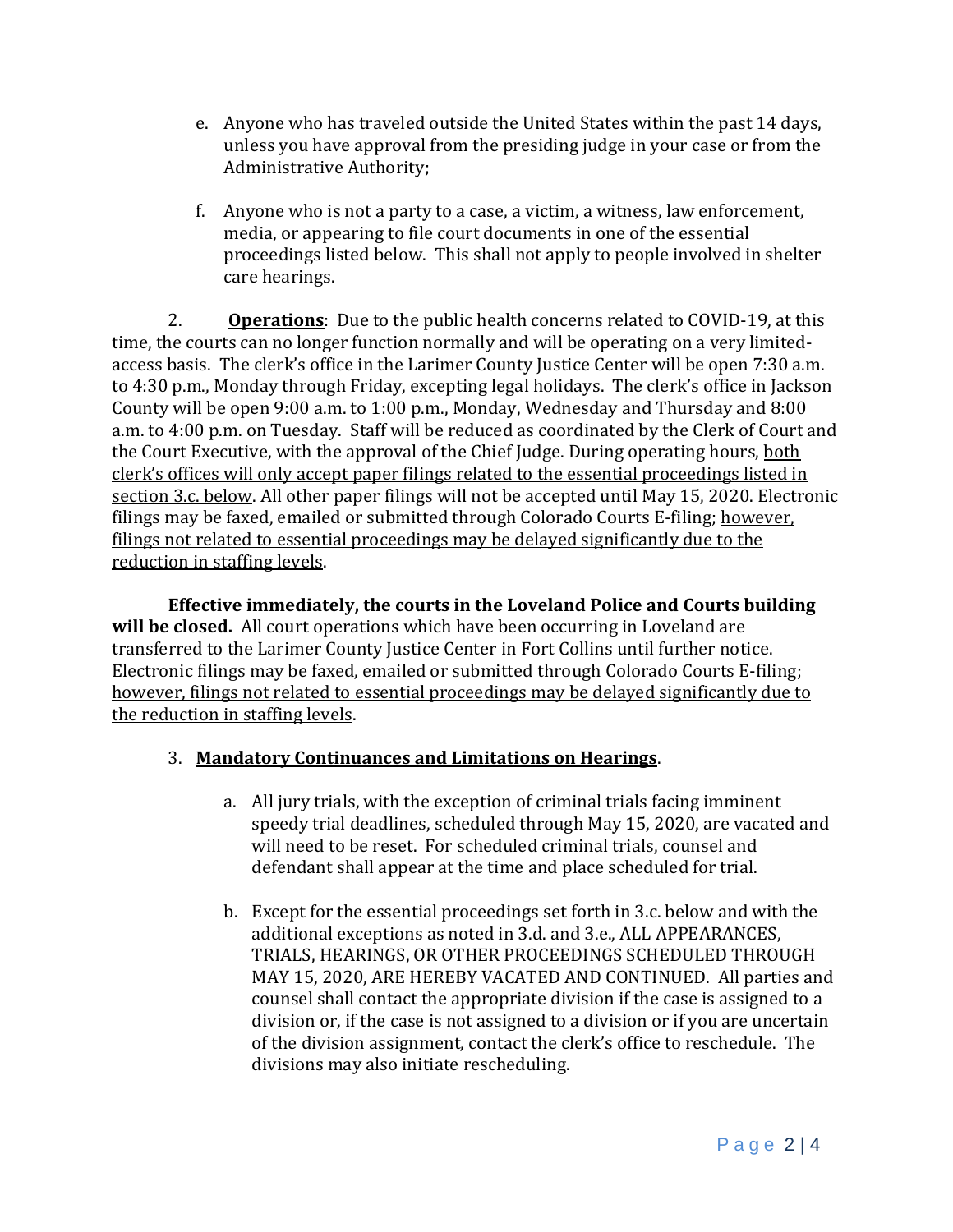e. Anyone who has traveled outside the United States within the past 14 days, unless you have approval from the presiding judge in your case or from the Administrative Authority;

f. Anyone who is not a party to a case, a victim, a witness, law enforcement, media, or appearing to file court documents in one of the essential proceedings listed below. This shall not apply to people involved in shelter care hearings.

2. **Operations**: Due to the public health concerns related to COVID-19, at this time, the courts can no longer function normally and will be operating on a very limited-access basis. The clerk's office in the Larimer County Justice Center will be open 7:30 a.m. to 4:30 p.m., Monday through Friday, excepting legal holidays. The clerk's office in Jackson County will be open 9:00 a.m. to 1:00 p.m., Monday, Wednesday and Thursday and 8:00 a.m. to 4:00 p.m. on Tuesday. Staff will be reduced as coordinated by the Clerk of Court and the Court Executive, with the approval of the Chief Judge. During operating hours, both clerk's offices will only accept paper filings related to the essential proceedings listed in section 3.c. below. All other paper filings will not be accepted until May 15, 2020. Electronic filings may be faxed, emailed or submitted through Colorado Courts E-filing; however, filings not related to essential proceedings may be delayed significantly due to the reduction in staffing levels.

**Effective immediately, the courts in the Loveland Police and Courts building will be closed.** All court operations which have been occurring in Loveland are transferred to the Larimer County Justice Center in Fort Collins until further notice. Electronic filings may be faxed, emailed or submitted through Colorado Courts E-filing; however, filings not related to essential proceedings may be delayed significantly due to the reduction in staffing levels.

3. **Mandatory Continuances and Limitations on Hearings**.

a. All jury trials, with the exception of criminal trials facing imminent speedy trial deadlines, scheduled through May 15, 2020, are vacated and will need to be reset. For scheduled criminal trials, counsel and defendant shall appear at the time and place scheduled for trial.

b. Except for the essential proceedings set forth in 3.c. below and with the additional exceptions as noted in 3.d. and 3.e., ALL APPEARANCES, TRIALS, HEARINGS, OR OTHER PROCEEDINGS SCHEDULED THROUGH MAY 15, 2020, ARE HEREBY VACATED AND CONTINUED. All parties and counsel shall contact the appropriate division if the case is assigned to a division or, if the case is not assigned to a division or if you are uncertain of the division assignment, contact the clerk's office to reschedule. The divisions may also initiate rescheduling.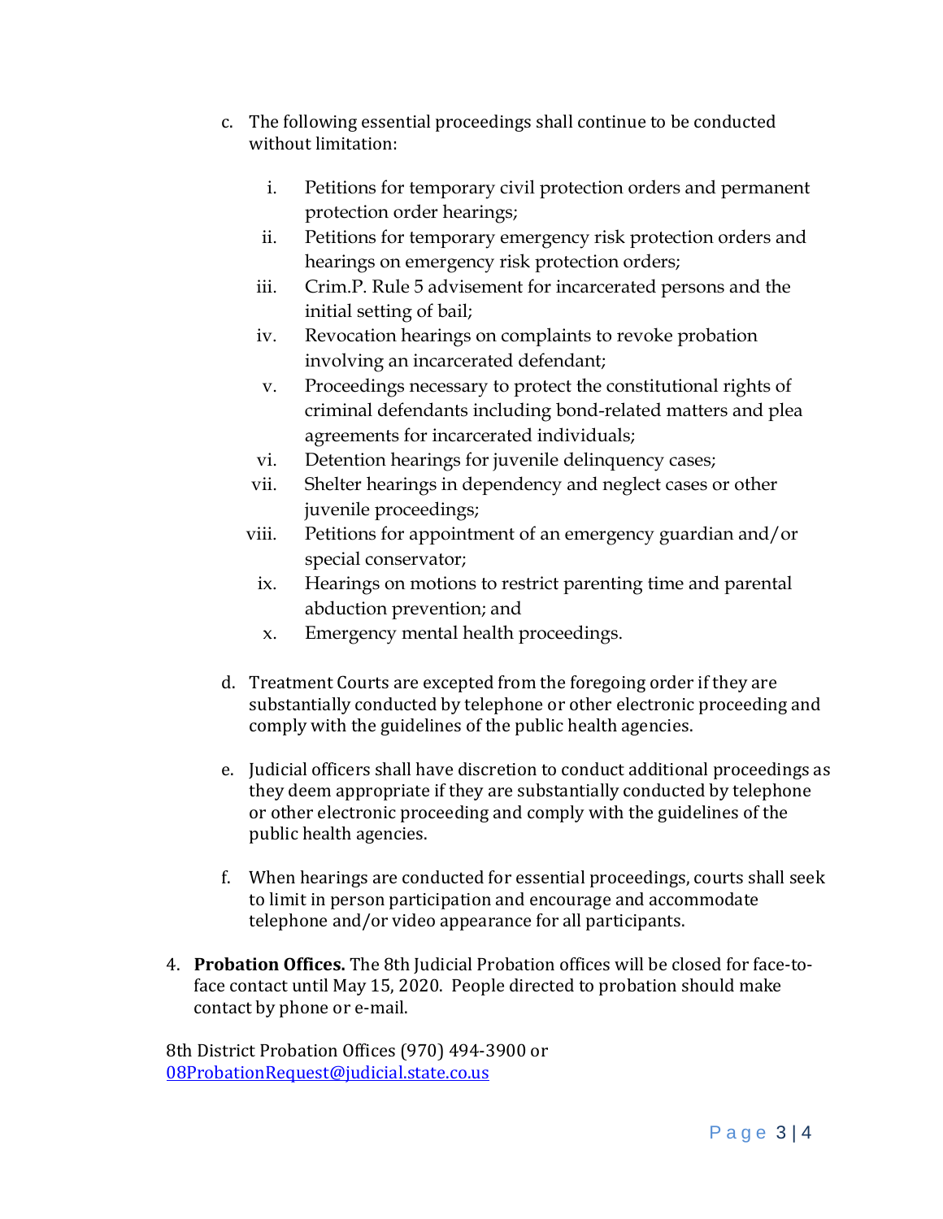c. The following essential proceedings shall continue to be conducted without limitation:

   i. Petitions for temporary civil protection orders and permanent protection order hearings;
   ii. Petitions for temporary emergency risk protection orders and hearings on emergency risk protection orders;
   iii. Crim.P. Rule 5 advisement for incarcerated persons and the initial setting of bail;
   iv. Revocation hearings on complaints to revoke probation involving an incarcerated defendant;
   v. Proceedings necessary to protect the constitutional rights of criminal defendants including bond-related matters and plea agreements for incarcerated individuals;
   vi. Detention hearings for juvenile delinquency cases;
   vii. Shelter hearings in dependency and neglect cases or other juvenile proceedings;
   viii. Petitions for appointment of an emergency guardian and/or special conservator;
   ix. Hearings on motions to restrict parenting time and parental abduction prevention; and
   x. Emergency mental health proceedings.

d. Treatment Courts are excepted from the foregoing order if they are substantially conducted by telephone or other electronic proceeding and comply with the guidelines of the public health agencies.

e. Judicial officers shall have discretion to conduct additional proceedings as they deem appropriate if they are substantially conducted by telephone or other electronic proceeding and comply with the guidelines of the public health agencies.

f. When hearings are conducted for essential proceedings, courts shall seek to limit in person participation and encourage and accommodate telephone and/or video appearance for all participants.

4. **Probation Offices.** The 8th Judicial Probation offices will be closed for face-to-face contact until May 15, 2020. People directed to probation should make contact by phone or e-mail.

8th District Probation Offices (970) 494-3900 or
08ProbationRequest@judicial.state.co.us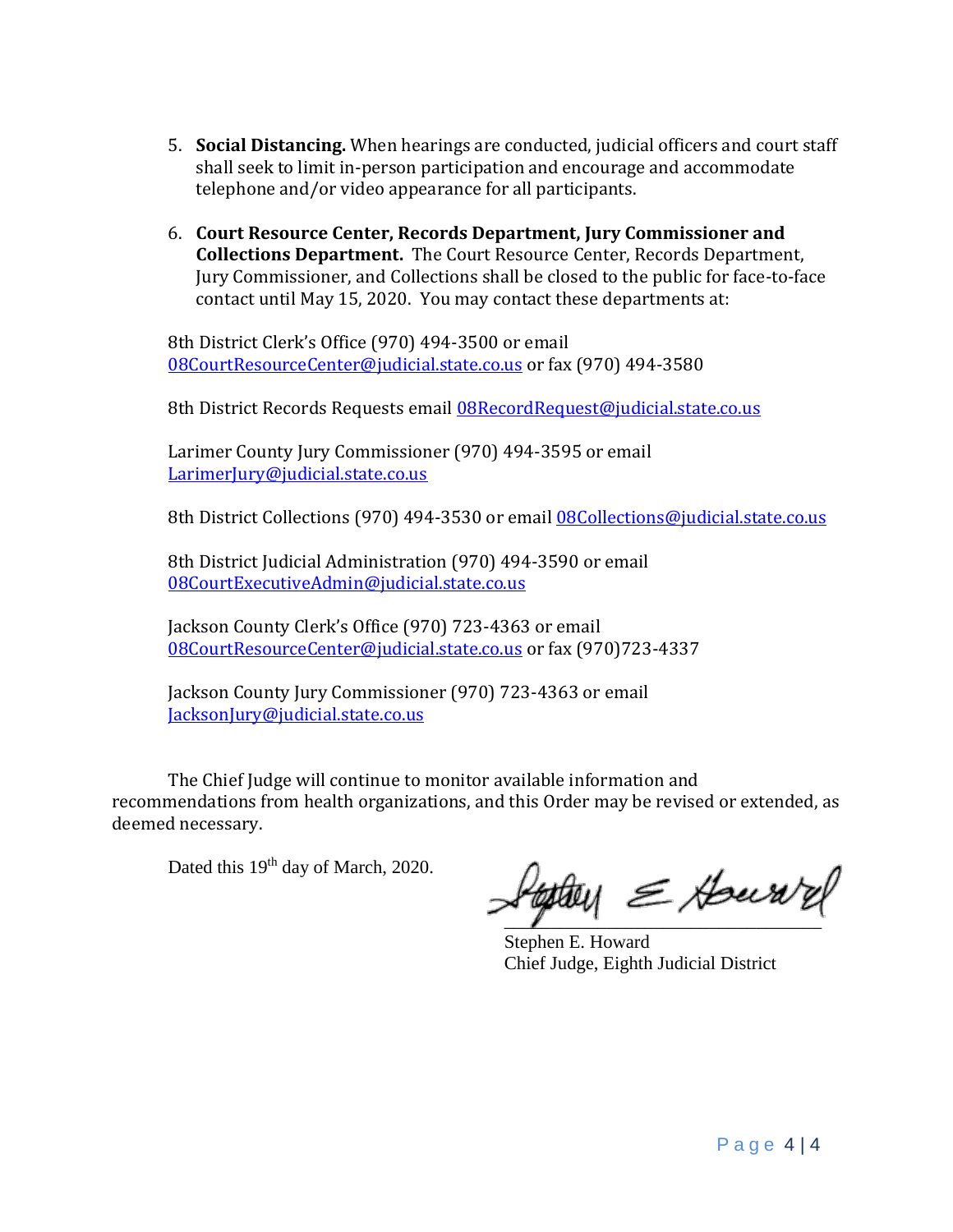5. **Social Distancing.** When hearings are conducted, judicial officers and court staff shall seek to limit in-person participation and encourage and accommodate telephone and/or video appearance for all participants.

6. **Court Resource Center, Records Department, Jury Commissioner and Collections Department.** The Court Resource Center, Records Department, Jury Commissioner, and Collections shall be closed to the public for face-to-face contact until May 15, 2020. You may contact these departments at:

8th District Clerk's Office (970) 494-3500 or email 08CourtResourceCenter@judicial.state.co.us or fax (970) 494-3580

8th District Records Requests email 08RecordRequest@judicial.state.co.us

Larimer County Jury Commissioner (970) 494-3595 or email LarimerJury@judicial.state.co.us

8th District Collections (970) 494-3530 or email 08Collections@judicial.state.co.us

8th District Judicial Administration (970) 494-3590 or email 08CourtExecutiveAdmin@judicial.state.co.us

Jackson County Clerk's Office (970) 723-4363 or email 08CourtResourceCenter@judicial.state.co.us or fax (970)723-4337

Jackson County Jury Commissioner (970) 723-4363 or email JacksonJury@judicial.state.co.us

The Chief Judge will continue to monitor available information and recommendations from health organizations, and this Order may be revised or extended, as deemed necessary.

Dated this 19th day of March, 2020.

Stephen E. Howard
Chief Judge, Eighth Judicial District